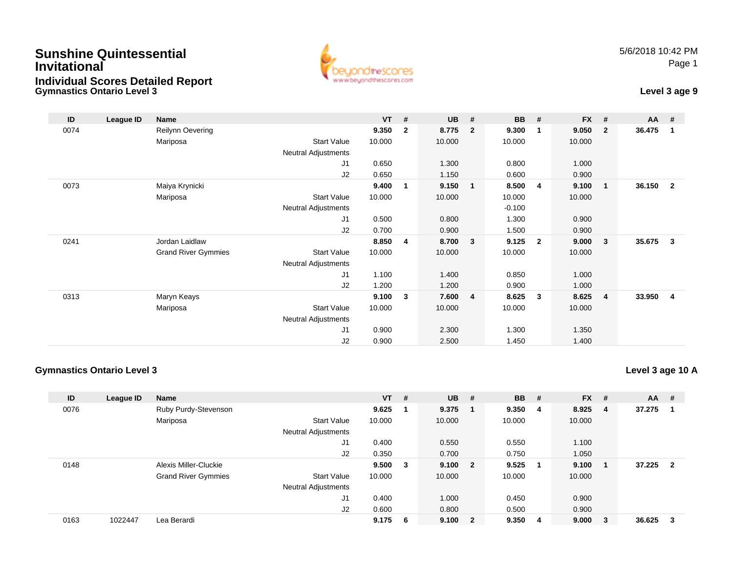# Sunshine Quintessential Invitational

## Individual Scores Detailed Report

### Gymnastics Ontario Level 3

5/6/2018 10:42 PM

**Level 3 age 9**

| ID | League ID | Name | | VT | # | UB | # | BB | # | FX | # | AA | # |
|---|---|---|---|---|---|---|---|---|---|---|---|---|---|
| 0074 | | Reilynn Oevering | | **9.350** | **2** | **8.775** | **2** | **9.300** | **1** | **9.050** | **2** | **36.475** | **1** |
| | | Mariposa | Start Value | 10.000 | | 10.000 | | 10.000 | | 10.000 | | | |
| | | | Neutral Adjustments | | | | | | | | | | |
| | | | J1 | 0.650 | | 1.300 | | 0.800 | | 1.000 | | | |
| | | | J2 | 0.650 | | 1.150 | | 0.600 | | 0.900 | | | |
| 0073 | | Maiya Krynicki | | **9.400** | **1** | **9.150** | **1** | **8.500** | **4** | **9.100** | **1** | **36.150** | **2** |
| | | Mariposa | Start Value | 10.000 | | 10.000 | | 10.000 | | 10.000 | | | |
| | | | Neutral Adjustments | | | | | -0.100 | | | | | |
| | | | J1 | 0.500 | | 0.800 | | 1.300 | | 0.900 | | | |
| | | | J2 | 0.700 | | 0.900 | | 1.500 | | 0.900 | | | |
| 0241 | | Jordan Laidlaw | | **8.850** | **4** | **8.700** | **3** | **9.125** | **2** | **9.000** | **3** | **35.675** | **3** |
| | | Grand River Gymmies | Start Value | 10.000 | | 10.000 | | 10.000 | | 10.000 | | | |
| | | | Neutral Adjustments | | | | | | | | | | |
| | | | J1 | 1.100 | | 1.400 | | 0.850 | | 1.000 | | | |
| | | | J2 | 1.200 | | 1.200 | | 0.900 | | 1.000 | | | |
| 0313 | | Maryn Keays | | **9.100** | **3** | **7.600** | **4** | **8.625** | **3** | **8.625** | **4** | **33.950** | **4** |
| | | Mariposa | Start Value | 10.000 | | 10.000 | | 10.000 | | 10.000 | | | |
| | | | Neutral Adjustments | | | | | | | | | | |
| | | | J1 | 0.900 | | 2.300 | | 1.300 | | 1.350 | | | |
| | | | J2 | 0.900 | | 2.500 | | 1.450 | | 1.400 | | | |

### Gymnastics Ontario Level 3

**Level 3 age 10 A**

| ID | League ID | Name | | VT | # | UB | # | BB | # | FX | # | AA | # |
|---|---|---|---|---|---|---|---|---|---|---|---|---|---|
| 0076 | | Ruby Purdy-Stevenson | | **9.625** | **1** | **9.375** | **1** | **9.350** | **4** | **8.925** | **4** | **37.275** | **1** |
| | | Mariposa | Start Value | 10.000 | | 10.000 | | 10.000 | | 10.000 | | | |
| | | | Neutral Adjustments | | | | | | | | | | |
| | | | J1 | 0.400 | | 0.550 | | 0.550 | | 1.100 | | | |
| | | | J2 | 0.350 | | 0.700 | | 0.750 | | 1.050 | | | |
| 0148 | | Alexis Miller-Cluckie | | **9.500** | **3** | **9.100** | **2** | **9.525** | **1** | **9.100** | **1** | **37.225** | **2** |
| | | Grand River Gymmies | Start Value | 10.000 | | 10.000 | | 10.000 | | 10.000 | | | |
| | | | Neutral Adjustments | | | | | | | | | | |
| | | | J1 | 0.400 | | 1.000 | | 0.450 | | 0.900 | | | |
| | | | J2 | 0.600 | | 0.800 | | 0.500 | | 0.900 | | | |
| 0163 | 1022447 | Lea Berardi | | **9.175** | **6** | **9.100** | **2** | **9.350** | **4** | **9.000** | **3** | **36.625** | **3** |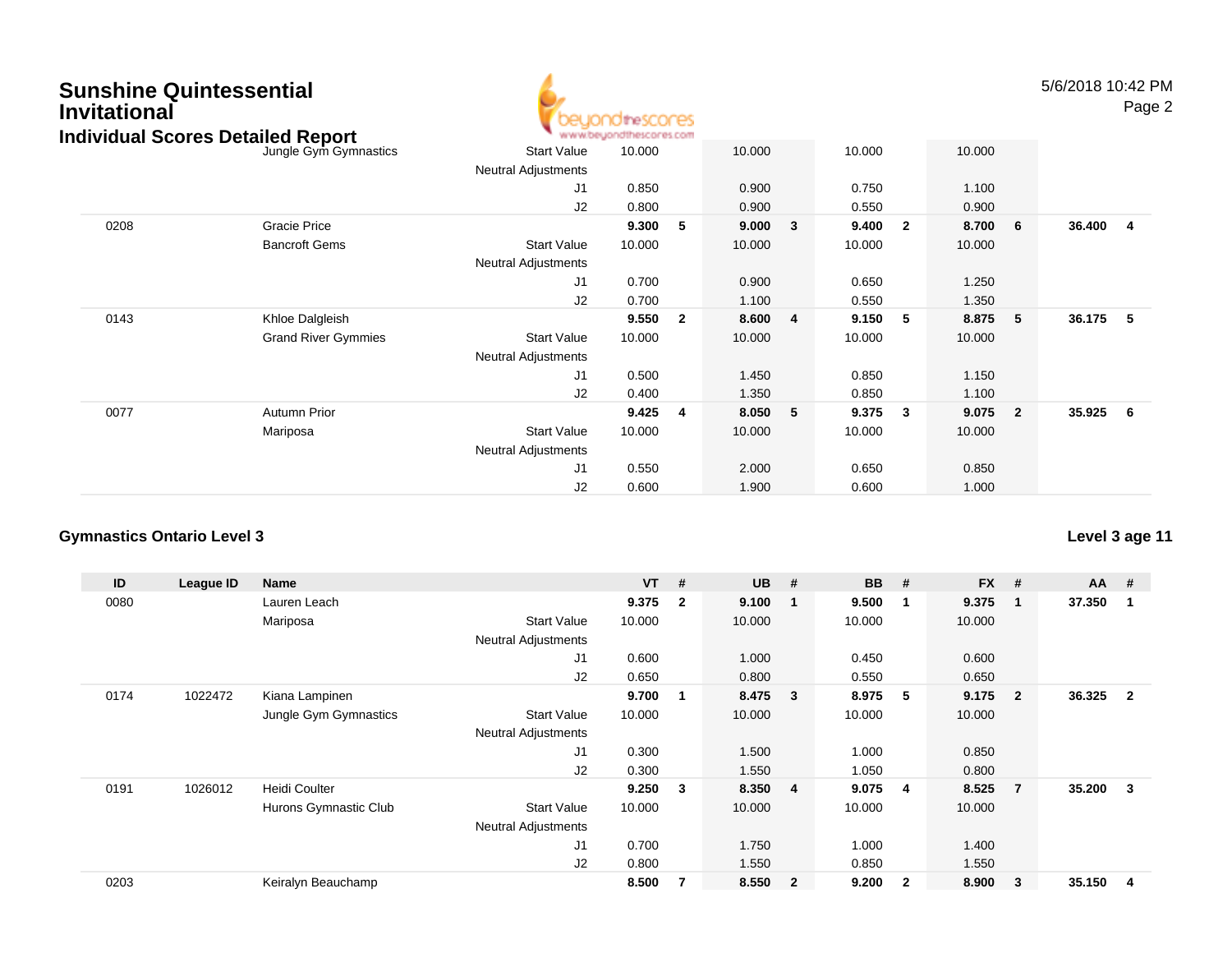# Sunshine Quintessential Invitational

## Individual Scores Detailed Report

5/6/2018 10:42 PM

| ID | League ID | Name | | VT | # | UB | # | BB | # | FX | # | AA | # |
|---|---|---|---|---|---|---|---|---|---|---|---|---|---|
| | | Jungle Gym Gymnastics | Start Value | 10.000 | | 10.000 | | 10.000 | | 10.000 | | | |
| | | | Neutral Adjustments | | | | | | | | | | |
| | | | J1 | 0.850 | | 0.900 | | 0.750 | | 1.100 | | | |
| | | | J2 | 0.800 | | 0.900 | | 0.550 | | 0.900 | | | |
| 0208 | | Gracie Price | | **9.300** | **5** | **9.000** | **3** | **9.400** | **2** | **8.700** | **6** | **36.400** | **4** |
| | | Bancroft Gems | Start Value | 10.000 | | 10.000 | | 10.000 | | 10.000 | | | |
| | | | Neutral Adjustments | | | | | | | | | | |
| | | | J1 | 0.700 | | 0.900 | | 0.650 | | 1.250 | | | |
| | | | J2 | 0.700 | | 1.100 | | 0.550 | | 1.350 | | | |
| 0143 | | Khloe Dalgleish | | **9.550** | **2** | **8.600** | **4** | **9.150** | **5** | **8.875** | **5** | **36.175** | **5** |
| | | Grand River Gymmies | Start Value | 10.000 | | 10.000 | | 10.000 | | 10.000 | | | |
| | | | Neutral Adjustments | | | | | | | | | | |
| | | | J1 | 0.500 | | 1.450 | | 0.850 | | 1.150 | | | |
| | | | J2 | 0.400 | | 1.350 | | 0.850 | | 1.100 | | | |
| 0077 | | Autumn Prior | | **9.425** | **4** | **8.050** | **5** | **9.375** | **3** | **9.075** | **2** | **35.925** | **6** |
| | | Mariposa | Start Value | 10.000 | | 10.000 | | 10.000 | | 10.000 | | | |
| | | | Neutral Adjustments | | | | | | | | | | |
| | | | J1 | 0.550 | | 2.000 | | 0.650 | | 0.850 | | | |
| | | | J2 | 0.600 | | 1.900 | | 0.600 | | 1.000 | | | |

### Gymnastics Ontario Level 3

**Level 3 age 11**

| ID | League ID | Name | | VT | # | UB | # | BB | # | FX | # | AA | # |
|---|---|---|---|---|---|---|---|---|---|---|---|---|---|
| 0080 | | Lauren Leach | | **9.375** | **2** | **9.100** | **1** | **9.500** | **1** | **9.375** | **1** | **37.350** | **1** |
| | | Mariposa | Start Value | 10.000 | | 10.000 | | 10.000 | | 10.000 | | | |
| | | | Neutral Adjustments | | | | | | | | | | |
| | | | J1 | 0.600 | | 1.000 | | 0.450 | | 0.600 | | | |
| | | | J2 | 0.650 | | 0.800 | | 0.550 | | 0.650 | | | |
| 0174 | 1022472 | Kiana Lampinen | | **9.700** | **1** | **8.475** | **3** | **8.975** | **5** | **9.175** | **2** | **36.325** | **2** |
| | | Jungle Gym Gymnastics | Start Value | 10.000 | | 10.000 | | 10.000 | | 10.000 | | | |
| | | | Neutral Adjustments | | | | | | | | | | |
| | | | J1 | 0.300 | | 1.500 | | 1.000 | | 0.850 | | | |
| | | | J2 | 0.300 | | 1.550 | | 1.050 | | 0.800 | | | |
| 0191 | 1026012 | Heidi Coulter | | **9.250** | **3** | **8.350** | **4** | **9.075** | **4** | **8.525** | **7** | **35.200** | **3** |
| | | Hurons Gymnastic Club | Start Value | 10.000 | | 10.000 | | 10.000 | | 10.000 | | | |
| | | | Neutral Adjustments | | | | | | | | | | |
| | | | J1 | 0.700 | | 1.750 | | 1.000 | | 1.400 | | | |
| | | | J2 | 0.800 | | 1.550 | | 0.850 | | 1.550 | | | |
| 0203 | | Keiralyn Beauchamp | | **8.500** | **7** | **8.550** | **2** | **9.200** | **2** | **8.900** | **3** | **35.150** | **4** |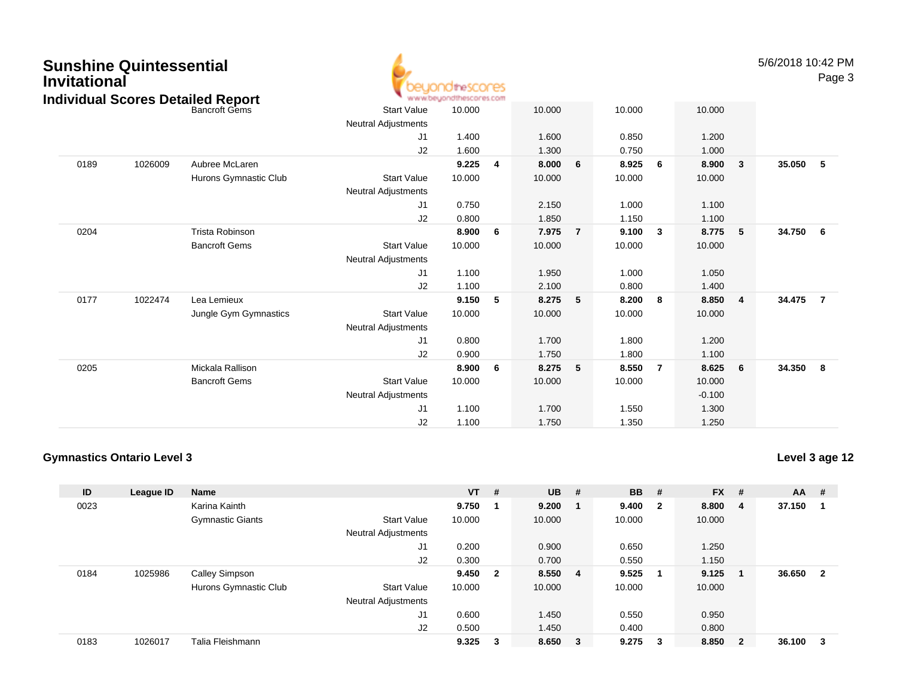| ID | League ID | Name | | VT | # | UB | # | BB | # | FX | # | AA | # |
|---|---|---|---|---|---|---|---|---|---|---|---|---|---|
| | | Bancroft Gems | Start Value | 10.000 | | 10.000 | | 10.000 | | 10.000 | | | |
| | | | Neutral Adjustments | | | | | | | | | | |
| | | | J1 | 1.400 | | 1.600 | | 0.850 | | 1.200 | | | |
| | | | J2 | 1.600 | | 1.300 | | 0.750 | | 1.000 | | | |
| 0189 | 1026009 | Aubree McLaren | | **9.225** | **4** | **8.000** | **6** | **8.925** | **6** | **8.900** | **3** | **35.050** | **5** |
| | | Hurons Gymnastic Club | Start Value | 10.000 | | 10.000 | | 10.000 | | 10.000 | | | |
| | | | Neutral Adjustments | | | | | | | | | | |
| | | | J1 | 0.750 | | 2.150 | | 1.000 | | 1.100 | | | |
| | | | J2 | 0.800 | | 1.850 | | 1.150 | | 1.100 | | | |
| 0204 | | Trista Robinson | | **8.900** | **6** | **7.975** | **7** | **9.100** | **3** | **8.775** | **5** | **34.750** | **6** |
| | | Bancroft Gems | Start Value | 10.000 | | 10.000 | | 10.000 | | 10.000 | | | |
| | | | Neutral Adjustments | | | | | | | | | | |
| | | | J1 | 1.100 | | 1.950 | | 1.000 | | 1.050 | | | |
| | | | J2 | 1.100 | | 2.100 | | 0.800 | | 1.400 | | | |
| 0177 | 1022474 | Lea Lemieux | | **9.150** | **5** | **8.275** | **5** | **8.200** | **8** | **8.850** | **4** | **34.475** | **7** |
| | | Jungle Gym Gymnastics | Start Value | 10.000 | | 10.000 | | 10.000 | | 10.000 | | | |
| | | | Neutral Adjustments | | | | | | | | | | |
| | | | J1 | 0.800 | | 1.700 | | 1.800 | | 1.200 | | | |
| | | | J2 | 0.900 | | 1.750 | | 1.800 | | 1.100 | | | |
| 0205 | | Mickala Rallison | | **8.900** | **6** | **8.275** | **5** | **8.550** | **7** | **8.625** | **6** | **34.350** | **8** |
| | | Bancroft Gems | Start Value | 10.000 | | 10.000 | | 10.000 | | 10.000 | | | |
| | | | Neutral Adjustments | | | | | | | -0.100 | | | |
| | | | J1 | 1.100 | | 1.700 | | 1.550 | | 1.300 | | | |
| | | | J2 | 1.100 | | 1.750 | | 1.350 | | 1.250 | | | |

## Gymnastics Ontario Level 3

**Level 3 age 12**

| ID | League ID | Name | | VT | # | UB | # | BB | # | FX | # | AA | # |
|---|---|---|---|---|---|---|---|---|---|---|---|---|---|
| 0023 | | Karina Kainth | | **9.750** | **1** | **9.200** | **1** | **9.400** | **2** | **8.800** | **4** | **37.150** | **1** |
| | | Gymnastic Giants | Start Value | 10.000 | | 10.000 | | 10.000 | | 10.000 | | | |
| | | | Neutral Adjustments | | | | | | | | | | |
| | | | J1 | 0.200 | | 0.900 | | 0.650 | | 1.250 | | | |
| | | | J2 | 0.300 | | 0.700 | | 0.550 | | 1.150 | | | |
| 0184 | 1025986 | Calley Simpson | | **9.450** | **2** | **8.550** | **4** | **9.525** | **1** | **9.125** | **1** | **36.650** | **2** |
| | | Hurons Gymnastic Club | Start Value | 10.000 | | 10.000 | | 10.000 | | 10.000 | | | |
| | | | Neutral Adjustments | | | | | | | | | | |
| | | | J1 | 0.600 | | 1.450 | | 0.550 | | 0.950 | | | |
| | | | J2 | 0.500 | | 1.450 | | 0.400 | | 0.800 | | | |
| 0183 | 1026017 | Talia Fleishmann | | **9.325** | **3** | **8.650** | **3** | **9.275** | **3** | **8.850** | **2** | **36.100** | **3** |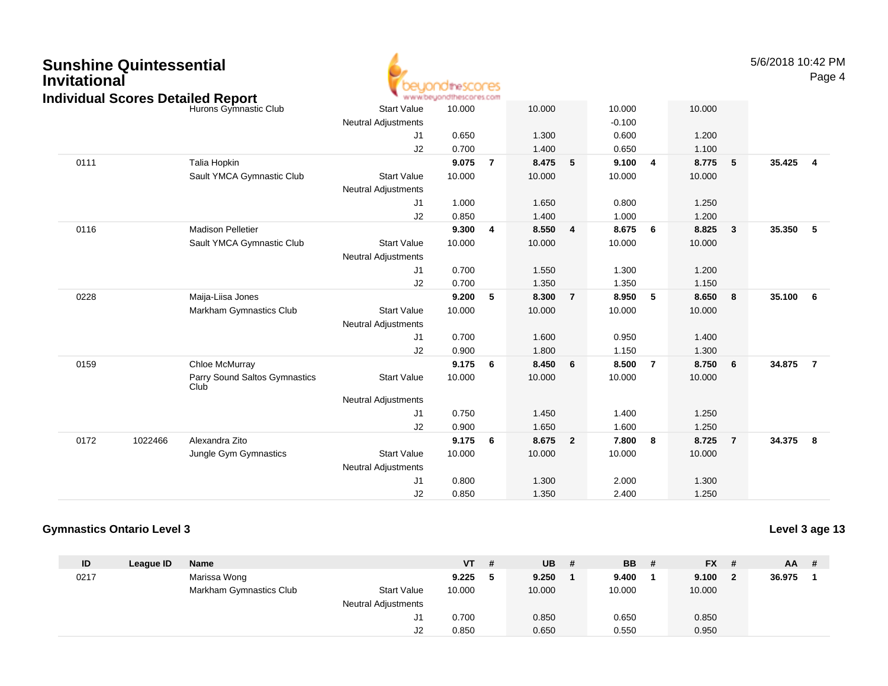# Sunshine Quintessential Invitational

## Individual Scores Detailed Report

5/6/2018 10:42 PM

| ID | League ID | Name | | VT | # | UB | # | BB | # | FX | # | AA | # |
|---|---|---|---|---|---|---|---|---|---|---|---|---|---|
| | | Hurons Gymnastic Club | Start Value | 10.000 | | 10.000 | | 10.000 | | 10.000 | | | |
| | | | Neutral Adjustments | | | | | -0.100 | | | | | |
| | | | J1 | 0.650 | | 1.300 | | 0.600 | | 1.200 | | | |
| | | | J2 | 0.700 | | 1.400 | | 0.650 | | 1.100 | | | |
| 0111 | | Talia Hopkin | | 9.075 | 7 | 8.475 | 5 | 9.100 | 4 | 8.775 | 5 | 35.425 | 4 |
| | | Sault YMCA Gymnastic Club | Start Value | 10.000 | | 10.000 | | 10.000 | | 10.000 | | | |
| | | | Neutral Adjustments | | | | | | | | | | |
| | | | J1 | 1.000 | | 1.650 | | 0.800 | | 1.250 | | | |
| | | | J2 | 0.850 | | 1.400 | | 1.000 | | 1.200 | | | |
| 0116 | | Madison Pelletier | | 9.300 | 4 | 8.550 | 4 | 8.675 | 6 | 8.825 | 3 | 35.350 | 5 |
| | | Sault YMCA Gymnastic Club | Start Value | 10.000 | | 10.000 | | 10.000 | | 10.000 | | | |
| | | | Neutral Adjustments | | | | | | | | | | |
| | | | J1 | 0.700 | | 1.550 | | 1.300 | | 1.200 | | | |
| | | | J2 | 0.700 | | 1.350 | | 1.350 | | 1.150 | | | |
| 0228 | | Maija-Liisa Jones | | 9.200 | 5 | 8.300 | 7 | 8.950 | 5 | 8.650 | 8 | 35.100 | 6 |
| | | Markham Gymnastics Club | Start Value | 10.000 | | 10.000 | | 10.000 | | 10.000 | | | |
| | | | Neutral Adjustments | | | | | | | | | | |
| | | | J1 | 0.700 | | 1.600 | | 0.950 | | 1.400 | | | |
| | | | J2 | 0.900 | | 1.800 | | 1.150 | | 1.300 | | | |
| 0159 | | Chloe McMurray | | 9.175 | 6 | 8.450 | 6 | 8.500 | 7 | 8.750 | 6 | 34.875 | 7 |
| | | Parry Sound Saltos Gymnastics Club | Start Value | 10.000 | | 10.000 | | 10.000 | | 10.000 | | | |
| | | | Neutral Adjustments | | | | | | | | | | |
| | | | J1 | 0.750 | | 1.450 | | 1.400 | | 1.250 | | | |
| | | | J2 | 0.900 | | 1.650 | | 1.600 | | 1.250 | | | |
| 0172 | 1022466 | Alexandra Zito | | 9.175 | 6 | 8.675 | 2 | 7.800 | 8 | 8.725 | 7 | 34.375 | 8 |
| | | Jungle Gym Gymnastics | Start Value | 10.000 | | 10.000 | | 10.000 | | 10.000 | | | |
| | | | Neutral Adjustments | | | | | | | | | | |
| | | | J1 | 0.800 | | 1.300 | | 2.000 | | 1.300 | | | |
| | | | J2 | 0.850 | | 1.350 | | 2.400 | | 1.250 | | | |

### Gymnastics Ontario Level 3

**Level 3 age 13**

| ID | League ID | Name | | VT | # | UB | # | BB | # | FX | # | AA | # |
|---|---|---|---|---|---|---|---|---|---|---|---|---|---|
| 0217 | | Marissa Wong | | 9.225 | 5 | 9.250 | 1 | 9.400 | 1 | 9.100 | 2 | 36.975 | 1 |
| | | Markham Gymnastics Club | Start Value | 10.000 | | 10.000 | | 10.000 | | 10.000 | | | |
| | | | Neutral Adjustments | | | | | | | | | | |
| | | | J1 | 0.700 | | 0.850 | | 0.650 | | 0.850 | | | |
| | | | J2 | 0.850 | | 0.650 | | 0.550 | | 0.950 | | | |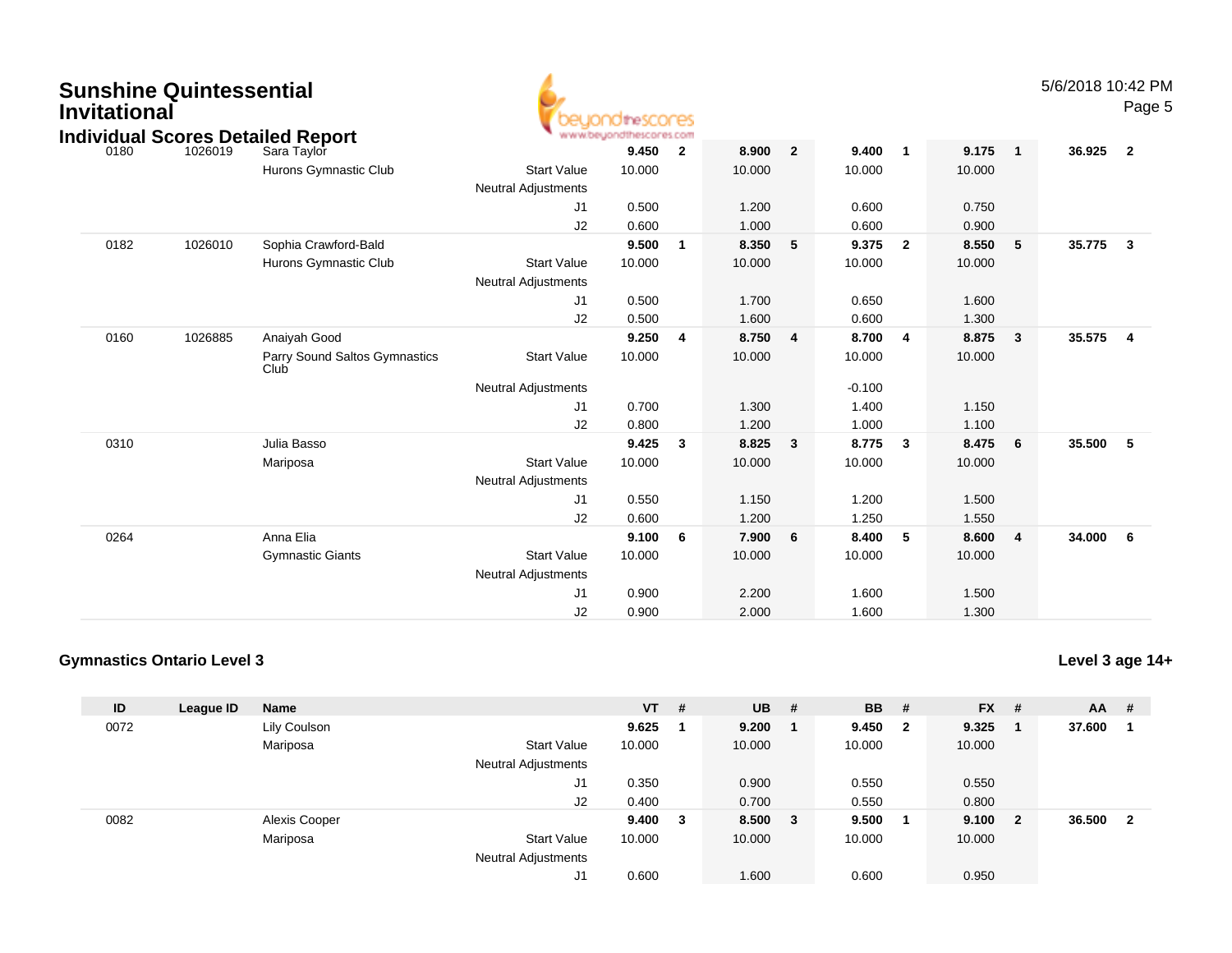# Sunshine Quintessential Invitational

## Individual Scores Detailed Report

| ID | League ID | Name | | VT | # | UB | # | BB | # | FX | # | AA | # |
|---|---|---|---|---|---|---|---|---|---|---|---|---|---|
| 0180 | 1026019 | Sara Taylor | | 9.450 | 2 | 8.900 | 2 | 9.400 | 1 | 9.175 | 1 | 36.925 | 2 |
| | | Hurons Gymnastic Club | Start Value | 10.000 | | 10.000 | | 10.000 | | 10.000 | | | |
| | | | Neutral Adjustments | | | | | | | | | | |
| | | | J1 | 0.500 | | 1.200 | | 0.600 | | 0.750 | | | |
| | | | J2 | 0.600 | | 1.000 | | 0.600 | | 0.900 | | | |
| 0182 | 1026010 | Sophia Crawford-Bald | | 9.500 | 1 | 8.350 | 5 | 9.375 | 2 | 8.550 | 5 | 35.775 | 3 |
| | | Hurons Gymnastic Club | Start Value | 10.000 | | 10.000 | | 10.000 | | 10.000 | | | |
| | | | Neutral Adjustments | | | | | | | | | | |
| | | | J1 | 0.500 | | 1.700 | | 0.650 | | 1.600 | | | |
| | | | J2 | 0.500 | | 1.600 | | 0.600 | | 1.300 | | | |
| 0160 | 1026885 | Anaiyah Good | | 9.250 | 4 | 8.750 | 4 | 8.700 | 4 | 8.875 | 3 | 35.575 | 4 |
| | | Parry Sound Saltos Gymnastics Club | Start Value | 10.000 | | 10.000 | | 10.000 | | 10.000 | | | |
| | | | Neutral Adjustments | | | | | -0.100 | | | | | |
| | | | J1 | 0.700 | | 1.300 | | 1.400 | | 1.150 | | | |
| | | | J2 | 0.800 | | 1.200 | | 1.000 | | 1.100 | | | |
| 0310 | | Julia Basso | | 9.425 | 3 | 8.825 | 3 | 8.775 | 3 | 8.475 | 6 | 35.500 | 5 |
| | | Mariposa | Start Value | 10.000 | | 10.000 | | 10.000 | | 10.000 | | | |
| | | | Neutral Adjustments | | | | | | | | | | |
| | | | J1 | 0.550 | | 1.150 | | 1.200 | | 1.500 | | | |
| | | | J2 | 0.600 | | 1.200 | | 1.250 | | 1.550 | | | |
| 0264 | | Anna Elia | | 9.100 | 6 | 7.900 | 6 | 8.400 | 5 | 8.600 | 4 | 34.000 | 6 |
| | | Gymnastic Giants | Start Value | 10.000 | | 10.000 | | 10.000 | | 10.000 | | | |
| | | | Neutral Adjustments | | | | | | | | | | |
| | | | J1 | 0.900 | | 2.200 | | 1.600 | | 1.500 | | | |
| | | | J2 | 0.900 | | 2.000 | | 1.600 | | 1.300 | | | |

### Gymnastics Ontario Level 3

**Level 3 age 14+**

| ID | League ID | Name | | VT | # | UB | # | BB | # | FX | # | AA | # |
|---|---|---|---|---|---|---|---|---|---|---|---|---|---|
| 0072 | | Lily Coulson | | 9.625 | 1 | 9.200 | 1 | 9.450 | 2 | 9.325 | 1 | 37.600 | 1 |
| | | Mariposa | Start Value | 10.000 | | 10.000 | | 10.000 | | 10.000 | | | |
| | | | Neutral Adjustments | | | | | | | | | | |
| | | | J1 | 0.350 | | 0.900 | | 0.550 | | 0.550 | | | |
| | | | J2 | 0.400 | | 0.700 | | 0.550 | | 0.800 | | | |
| 0082 | | Alexis Cooper | | 9.400 | 3 | 8.500 | 3 | 9.500 | 1 | 9.100 | 2 | 36.500 | 2 |
| | | Mariposa | Start Value | 10.000 | | 10.000 | | 10.000 | | 10.000 | | | |
| | | | Neutral Adjustments | | | | | | | | | | |
| | | | J1 | 0.600 | | 1.600 | | 0.600 | | 0.950 | | | |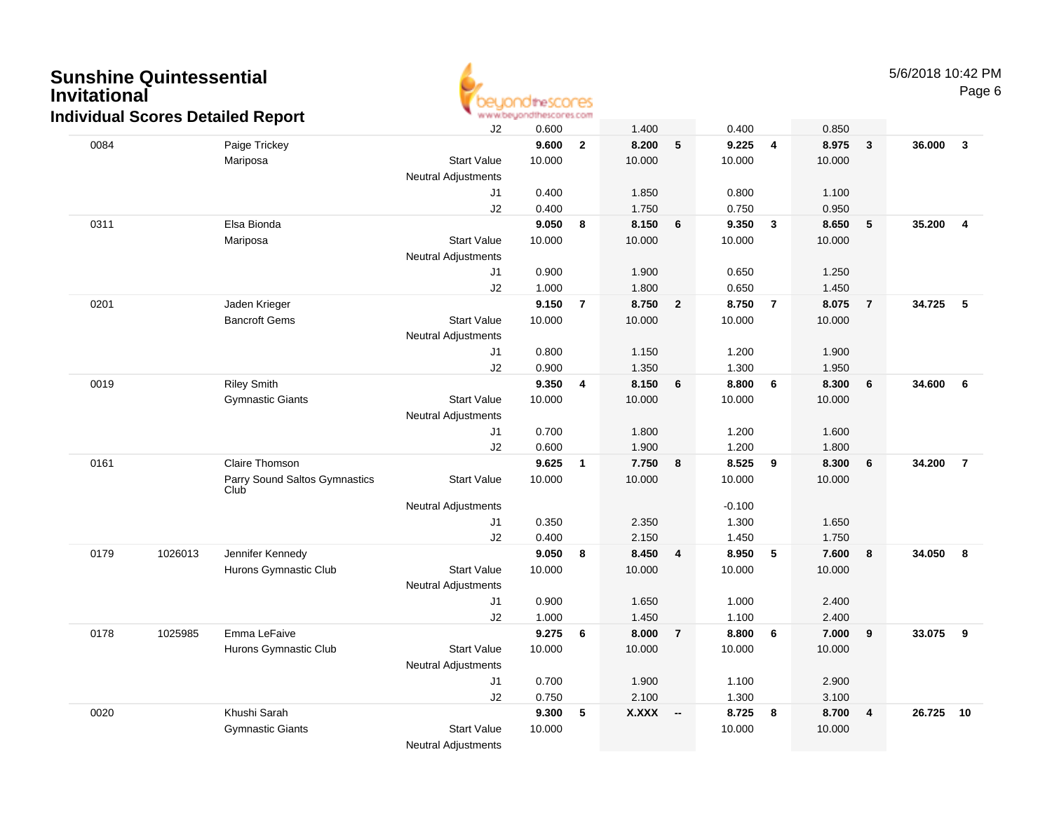# Sunshine Quintessential Invitational

## Individual Scores Detailed Report

| | | | | | | | | | | | | | |
|---|---|---|---|---|---|---|---|---|---|---|---|---|---|
| | | | J2 | 0.600 | | 1.400 | | 0.400 | | 0.850 | | | |
| 0084 | | Paige Trickey | | **9.600** | **2** | **8.200** | **5** | **9.225** | **4** | **8.975** | **3** | **36.000** | **3** |
| | | Mariposa | Start Value | 10.000 | | 10.000 | | 10.000 | | 10.000 | | | |
| | | | Neutral Adjustments | | | | | | | | | | |
| | | | J1 | 0.400 | | 1.850 | | 0.800 | | 1.100 | | | |
| | | | J2 | 0.400 | | 1.750 | | 0.750 | | 0.950 | | | |
| 0311 | | Elsa Bionda | | **9.050** | **8** | **8.150** | **6** | **9.350** | **3** | **8.650** | **5** | **35.200** | **4** |
| | | Mariposa | Start Value | 10.000 | | 10.000 | | 10.000 | | 10.000 | | | |
| | | | Neutral Adjustments | | | | | | | | | | |
| | | | J1 | 0.900 | | 1.900 | | 0.650 | | 1.250 | | | |
| | | | J2 | 1.000 | | 1.800 | | 0.650 | | 1.450 | | | |
| 0201 | | Jaden Krieger | | **9.150** | **7** | **8.750** | **2** | **8.750** | **7** | **8.075** | **7** | **34.725** | **5** |
| | | Bancroft Gems | Start Value | 10.000 | | 10.000 | | 10.000 | | 10.000 | | | |
| | | | Neutral Adjustments | | | | | | | | | | |
| | | | J1 | 0.800 | | 1.150 | | 1.200 | | 1.900 | | | |
| | | | J2 | 0.900 | | 1.350 | | 1.300 | | 1.950 | | | |
| 0019 | | Riley Smith | | **9.350** | **4** | **8.150** | **6** | **8.800** | **6** | **8.300** | **6** | **34.600** | **6** |
| | | Gymnastic Giants | Start Value | 10.000 | | 10.000 | | 10.000 | | 10.000 | | | |
| | | | Neutral Adjustments | | | | | | | | | | |
| | | | J1 | 0.700 | | 1.800 | | 1.200 | | 1.600 | | | |
| | | | J2 | 0.600 | | 1.900 | | 1.200 | | 1.800 | | | |
| 0161 | | Claire Thomson | | **9.625** | **1** | **7.750** | **8** | **8.525** | **9** | **8.300** | **6** | **34.200** | **7** |
| | | Parry Sound Saltos Gymnastics Club | Start Value | 10.000 | | 10.000 | | 10.000 | | 10.000 | | | |
| | | | Neutral Adjustments | | | | | -0.100 | | | | | |
| | | | J1 | 0.350 | | 2.350 | | 1.300 | | 1.650 | | | |
| | | | J2 | 0.400 | | 2.150 | | 1.450 | | 1.750 | | | |
| 0179 | 1026013 | Jennifer Kennedy | | **9.050** | **8** | **8.450** | **4** | **8.950** | **5** | **7.600** | **8** | **34.050** | **8** |
| | | Hurons Gymnastic Club | Start Value | 10.000 | | 10.000 | | 10.000 | | 10.000 | | | |
| | | | Neutral Adjustments | | | | | | | | | | |
| | | | J1 | 0.900 | | 1.650 | | 1.000 | | 2.400 | | | |
| | | | J2 | 1.000 | | 1.450 | | 1.100 | | 2.400 | | | |
| 0178 | 1025985 | Emma LeFaive | | **9.275** | **6** | **8.000** | **7** | **8.800** | **6** | **7.000** | **9** | **33.075** | **9** |
| | | Hurons Gymnastic Club | Start Value | 10.000 | | 10.000 | | 10.000 | | 10.000 | | | |
| | | | Neutral Adjustments | | | | | | | | | | |
| | | | J1 | 0.700 | | 1.900 | | 1.100 | | 2.900 | | | |
| | | | J2 | 0.750 | | 2.100 | | 1.300 | | 3.100 | | | |
| 0020 | | Khushi Sarah | | **9.300** | **5** | **X.XXX** | **--** | **8.725** | **8** | **8.700** | **4** | **26.725** | **10** |
| | | Gymnastic Giants | Start Value | 10.000 | | | | 10.000 | | 10.000 | | | |
| | | | Neutral Adjustments | | | | | | | | | | |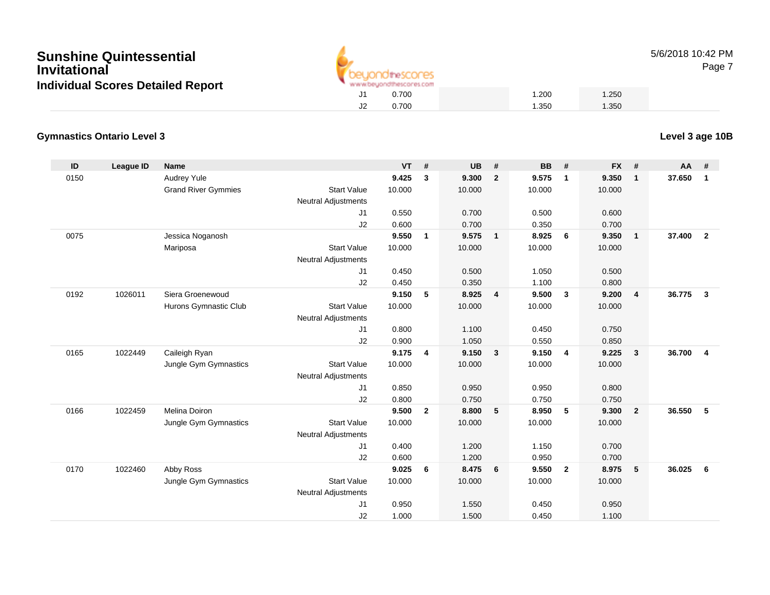# Sunshine Quintessential Invitational

## Individual Scores Detailed Report

5/6/2018 10:42 PM

| | | | | | |
|---|---|---|---|---|---|
| J1 | 0.700 | | 1.200 | 1.250 | |
| J2 | 0.700 | | 1.350 | 1.350 | |

### Gymnastics Ontario Level 3

**Level 3 age 10B**

| ID | League ID | Name | | VT | # | UB | # | BB | # | FX | # | AA | # |
|---|---|---|---|---|---|---|---|---|---|---|---|---|---|
| 0150 | | Audrey Yule | | **9.425** | **3** | **9.300** | **2** | **9.575** | **1** | **9.350** | **1** | **37.650** | **1** |
| | | Grand River Gymmies | Start Value | 10.000 | | 10.000 | | 10.000 | | 10.000 | | | |
| | | | Neutral Adjustments | | | | | | | | | | |
| | | | J1 | 0.550 | | 0.700 | | 0.500 | | 0.600 | | | |
| | | | J2 | 0.600 | | 0.700 | | 0.350 | | 0.700 | | | |
| 0075 | | Jessica Noganosh | | **9.550** | **1** | **9.575** | **1** | **8.925** | **6** | **9.350** | **1** | **37.400** | **2** |
| | | Mariposa | Start Value | 10.000 | | 10.000 | | 10.000 | | 10.000 | | | |
| | | | Neutral Adjustments | | | | | | | | | | |
| | | | J1 | 0.450 | | 0.500 | | 1.050 | | 0.500 | | | |
| | | | J2 | 0.450 | | 0.350 | | 1.100 | | 0.800 | | | |
| 0192 | 1026011 | Siera Groenewoud | | **9.150** | **5** | **8.925** | **4** | **9.500** | **3** | **9.200** | **4** | **36.775** | **3** |
| | | Hurons Gymnastic Club | Start Value | 10.000 | | 10.000 | | 10.000 | | 10.000 | | | |
| | | | Neutral Adjustments | | | | | | | | | | |
| | | | J1 | 0.800 | | 1.100 | | 0.450 | | 0.750 | | | |
| | | | J2 | 0.900 | | 1.050 | | 0.550 | | 0.850 | | | |
| 0165 | 1022449 | Caileigh Ryan | | **9.175** | **4** | **9.150** | **3** | **9.150** | **4** | **9.225** | **3** | **36.700** | **4** |
| | | Jungle Gym Gymnastics | Start Value | 10.000 | | 10.000 | | 10.000 | | 10.000 | | | |
| | | | Neutral Adjustments | | | | | | | | | | |
| | | | J1 | 0.850 | | 0.950 | | 0.950 | | 0.800 | | | |
| | | | J2 | 0.800 | | 0.750 | | 0.750 | | 0.750 | | | |
| 0166 | 1022459 | Melina Doiron | | **9.500** | **2** | **8.800** | **5** | **8.950** | **5** | **9.300** | **2** | **36.550** | **5** |
| | | Jungle Gym Gymnastics | Start Value | 10.000 | | 10.000 | | 10.000 | | 10.000 | | | |
| | | | Neutral Adjustments | | | | | | | | | | |
| | | | J1 | 0.400 | | 1.200 | | 1.150 | | 0.700 | | | |
| | | | J2 | 0.600 | | 1.200 | | 0.950 | | 0.700 | | | |
| 0170 | 1022460 | Abby Ross | | **9.025** | **6** | **8.475** | **6** | **9.550** | **2** | **8.975** | **5** | **36.025** | **6** |
| | | Jungle Gym Gymnastics | Start Value | 10.000 | | 10.000 | | 10.000 | | 10.000 | | | |
| | | | Neutral Adjustments | | | | | | | | | | |
| | | | J1 | 0.950 | | 1.550 | | 0.450 | | 0.950 | | | |
| | | | J2 | 1.000 | | 1.500 | | 0.450 | | 1.100 | | | |